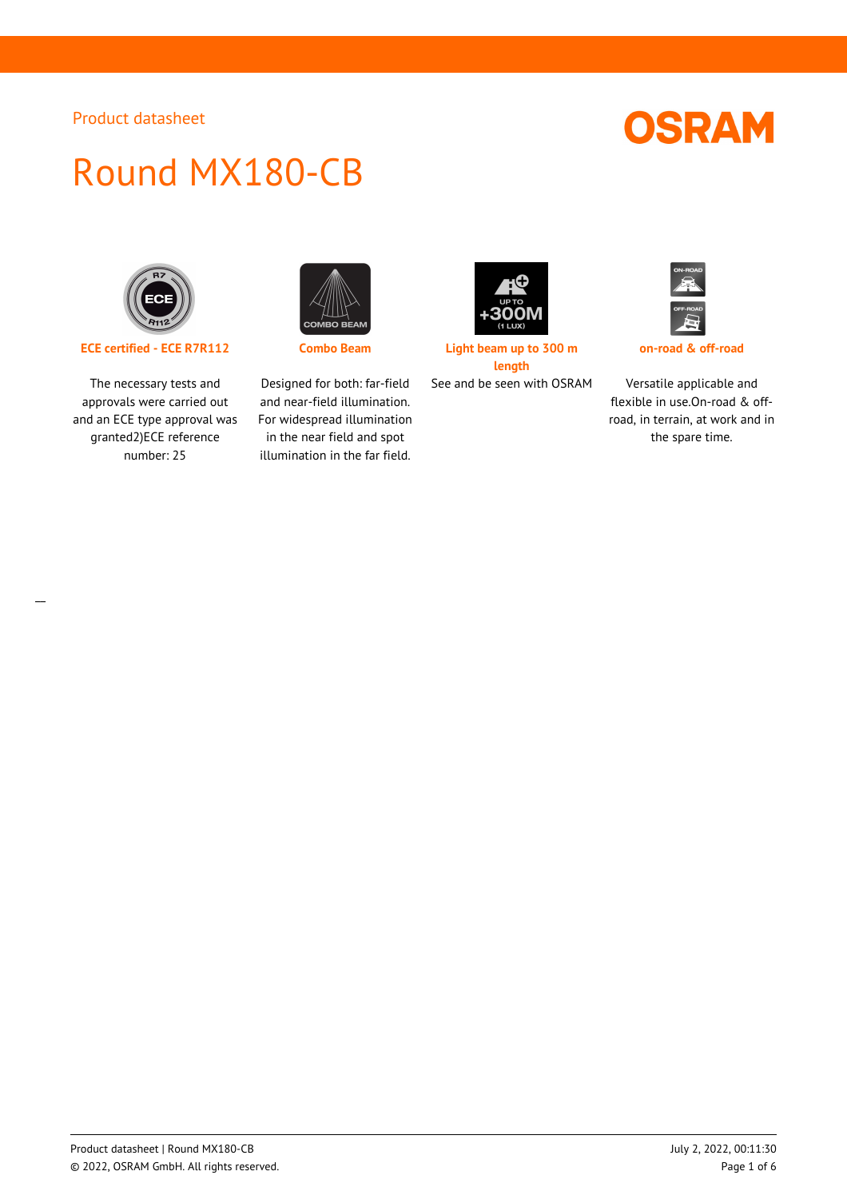Product datasheet

# Round MX180-CB

**ECE certified - ECE R7R112**

The necessary tests and approvals were carried out and an ECE type approval was granted2)ECE reference number: 25

**Combo Beam**

Designed for both: far-field and near-field illumination. For widespread illumination in the near field and spot illumination in the far field.

**Light beam up to 300 m length**

See and be seen with OSRAM

**on-road & off-road**

Versatile applicable and flexible in use.On-road & off-road, in terrain, at work and in the spare time.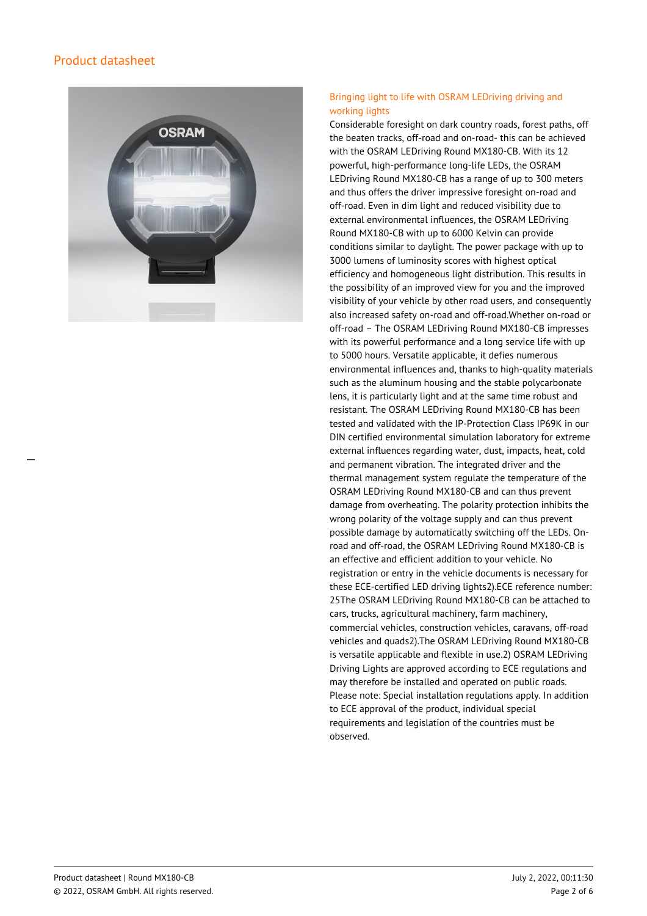## Bringing light to life with OSRAM LEDriving driving and working lights

Considerable foresight on dark country roads, forest paths, off the beaten tracks, off-road and on-road- this can be achieved with the OSRAM LEDriving Round MX180-CB. With its 12 powerful, high-performance long-life LEDs, the OSRAM LEDriving Round MX180-CB has a range of up to 300 meters and thus offers the driver impressive foresight on-road and off-road. Even in dim light and reduced visibility due to external environmental influences, the OSRAM LEDriving Round MX180-CB with up to 6000 Kelvin can provide conditions similar to daylight. The power package with up to 3000 lumens of luminosity scores with highest optical efficiency and homogeneous light distribution. This results in the possibility of an improved view for you and the improved visibility of your vehicle by other road users, and consequently also increased safety on-road and off-road.Whether on-road or off-road – The OSRAM LEDriving Round MX180-CB impresses with its powerful performance and a long service life with up to 5000 hours. Versatile applicable, it defies numerous environmental influences and, thanks to high-quality materials such as the aluminum housing and the stable polycarbonate lens, it is particularly light and at the same time robust and resistant. The OSRAM LEDriving Round MX180-CB has been tested and validated with the IP-Protection Class IP69K in our DIN certified environmental simulation laboratory for extreme external influences regarding water, dust, impacts, heat, cold and permanent vibration. The integrated driver and the thermal management system regulate the temperature of the OSRAM LEDriving Round MX180-CB and can thus prevent damage from overheating. The polarity protection inhibits the wrong polarity of the voltage supply and can thus prevent possible damage by automatically switching off the LEDs. On-road and off-road, the OSRAM LEDriving Round MX180-CB is an effective and efficient addition to your vehicle. No registration or entry in the vehicle documents is necessary for these ECE-certified LED driving lights2).ECE reference number: 25The OSRAM LEDriving Round MX180-CB can be attached to cars, trucks, agricultural machinery, farm machinery, commercial vehicles, construction vehicles, caravans, off-road vehicles and quads2).The OSRAM LEDriving Round MX180-CB is versatile applicable and flexible in use.2) OSRAM LEDriving Driving Lights are approved according to ECE regulations and may therefore be installed and operated on public roads. Please note: Special installation regulations apply. In addition to ECE approval of the product, individual special requirements and legislation of the countries must be observed.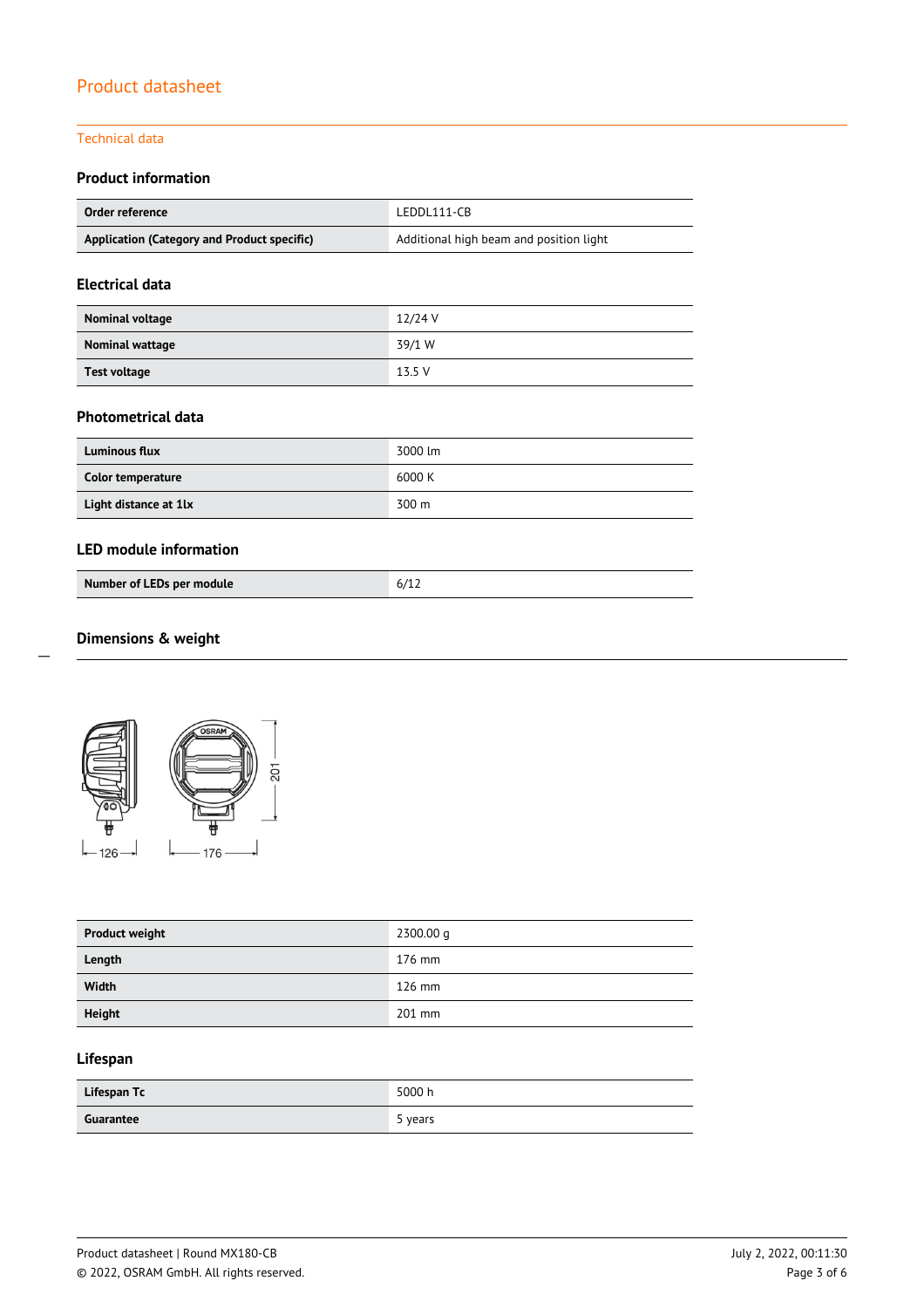# Product datasheet

Technical data

### Product information

| | |
|---|---|
| **Order reference** | LEDDL111-CB |
| **Application (Category and Product specific)** | Additional high beam and position light |

### Electrical data

| | |
|---|---|
| **Nominal voltage** | 12/24 V |
| **Nominal wattage** | 39/1 W |
| **Test voltage** | 13.5 V |

### Photometrical data

| | |
|---|---|
| **Luminous flux** | 3000 lm |
| **Color temperature** | 6000 K |
| **Light distance at 1lx** | 300 m |

### LED module information

| | |
|---|---|
| **Number of LEDs per module** | 6/12 |

### Dimensions & weight

| | |
|---|---|
| **Product weight** | 2300.00 g |
| **Length** | 176 mm |
| **Width** | 126 mm |
| **Height** | 201 mm |

### Lifespan

| | |
|---|---|
| **Lifespan Tc** | 5000 h |
| **Guarantee** | 5 years |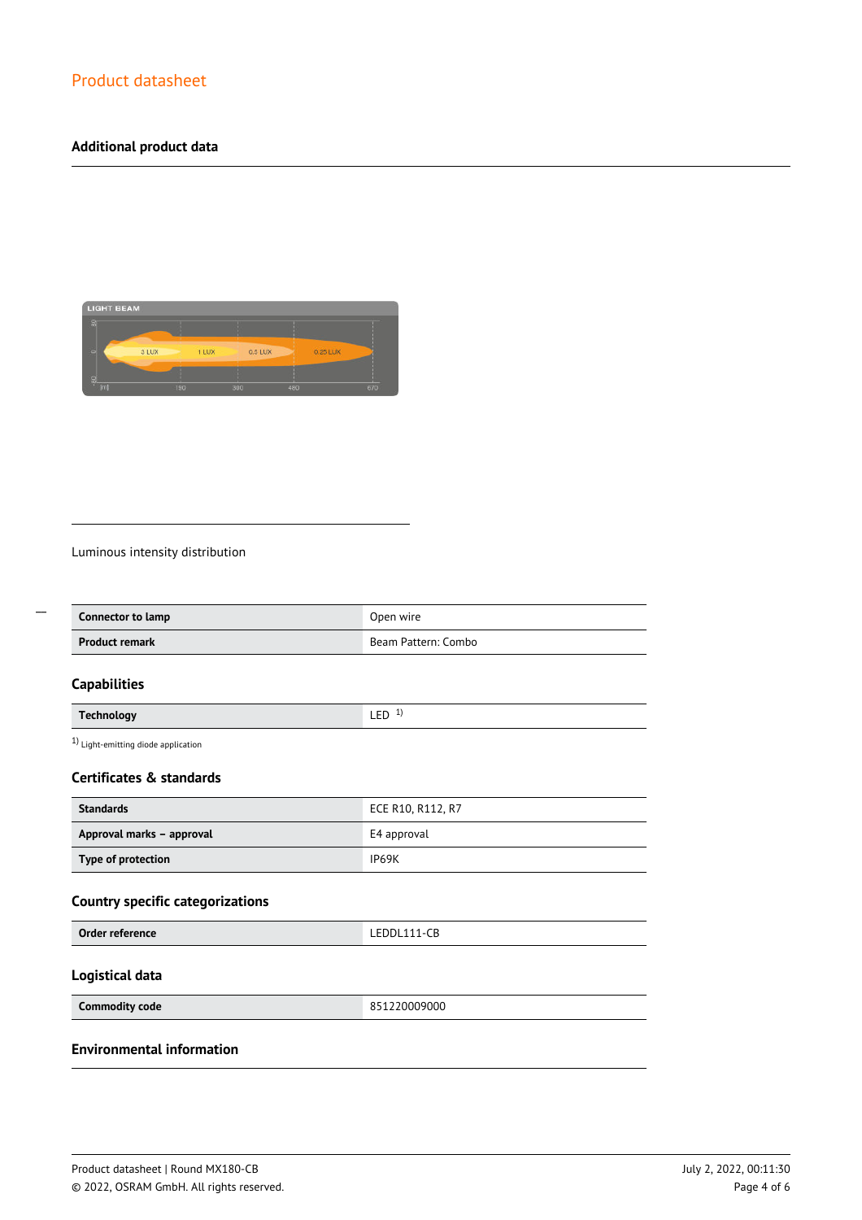## Additional product data

Luminous intensity distribution

| Connector to lamp | Open wire |
| --- | --- |
| Product remark | Beam Pattern: Combo |

## Capabilities

| Technology | LED [1] |
| --- | --- |

[1] Light-emitting diode application

## Certificates & standards

| Standards | ECE R10, R112, R7 |
| --- | --- |
| Approval marks – approval | E4 approval |
| Type of protection | IP69K |

## Country specific categorizations

| Order reference | LEDDL111-CB |
| --- | --- |

## Logistical data

| Commodity code | 851220009000 |
| --- | --- |

## Environmental information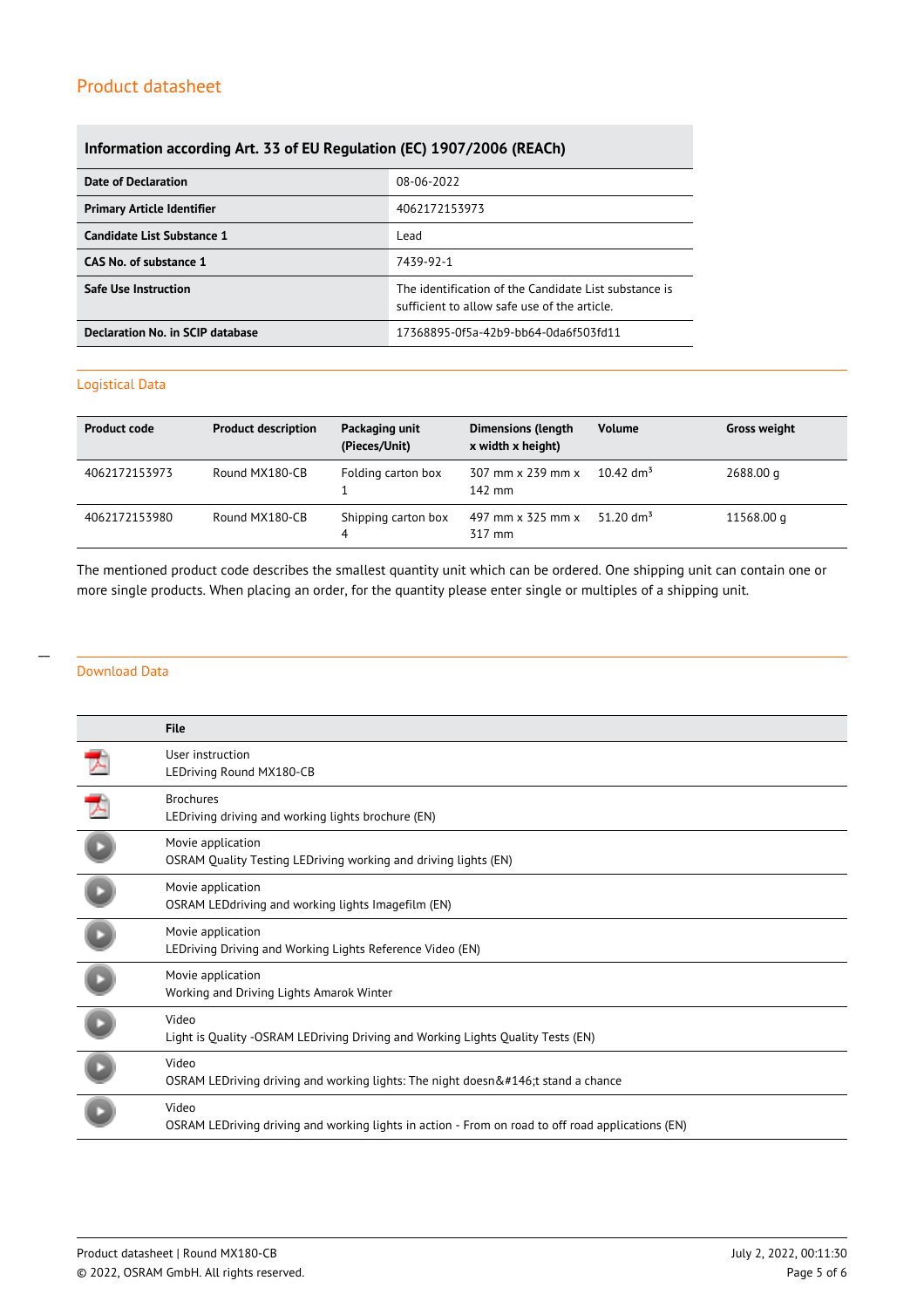## Information according Art. 33 of EU Regulation (EC) 1907/2006 (REACh)

| | |
|---|---|
| **Date of Declaration** | 08-06-2022 |
| **Primary Article Identifier** | 4062172153973 |
| **Candidate List Substance 1** | Lead |
| **CAS No. of substance 1** | 7439-92-1 |
| **Safe Use Instruction** | The identification of the Candidate List substance is sufficient to allow safe use of the article. |
| **Declaration No. in SCIP database** | 17368895-0f5a-42b9-bb64-0da6f503fd11 |

## Logistical Data

| Product code | Product description | Packaging unit (Pieces/Unit) | Dimensions (length x width x height) | Volume | Gross weight |
|---|---|---|---|---|---|
| 4062172153973 | Round MX180-CB | Folding carton box 1 | 307 mm x 239 mm x 142 mm | 10.42 dm³ | 2688.00 g |
| 4062172153980 | Round MX180-CB | Shipping carton box 4 | 497 mm x 325 mm x 317 mm | 51.20 dm³ | 11568.00 g |

The mentioned product code describes the smallest quantity unit which can be ordered. One shipping unit can contain one or more single products. When placing an order, for the quantity please enter single or multiples of a shipping unit.

## Download Data

| | File |
|---|---|
| | User instruction<br>LEDriving Round MX180-CB |
| | Brochures<br>LEDriving driving and working lights brochure (EN) |
| | Movie application<br>OSRAM Quality Testing LEDriving working and driving lights (EN) |
| | Movie application<br>OSRAM LEDdriving and working lights Imagefilm (EN) |
| | Movie application<br>LEDriving Driving and Working Lights Reference Video (EN) |
| | Movie application<br>Working and Driving Lights Amarok Winter |
| | Video<br>Light is Quality -OSRAM LEDriving Driving and Working Lights Quality Tests (EN) |
| | Video<br>OSRAM LEDriving driving and working lights: The night doesn&#146;t stand a chance |
| | Video<br>OSRAM LEDriving driving and working lights in action - From on road to off road applications (EN) |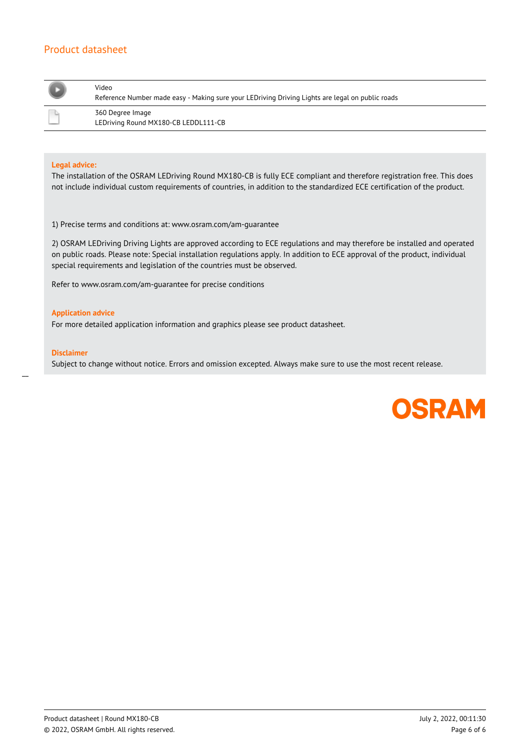| | |
|---|---|
| | Video<br>Reference Number made easy - Making sure your LEDriving Driving Lights are legal on public roads |
| | 360 Degree Image<br>LEDriving Round MX180-CB LEDDL111-CB |

**Legal advice:**

The installation of the OSRAM LEDriving Round MX180-CB is fully ECE compliant and therefore registration free. This does not include individual custom requirements of countries, in addition to the standardized ECE certification of the product.

1) Precise terms and conditions at: www.osram.com/am-guarantee

2) OSRAM LEDriving Driving Lights are approved according to ECE regulations and may therefore be installed and operated on public roads. Please note: Special installation regulations apply. In addition to ECE approval of the product, individual special requirements and legislation of the countries must be observed.

Refer to www.osram.com/am-guarantee for precise conditions

**Application advice**

For more detailed application information and graphics please see product datasheet.

**Disclaimer**

Subject to change without notice. Errors and omission excepted. Always make sure to use the most recent release.

OSRAM